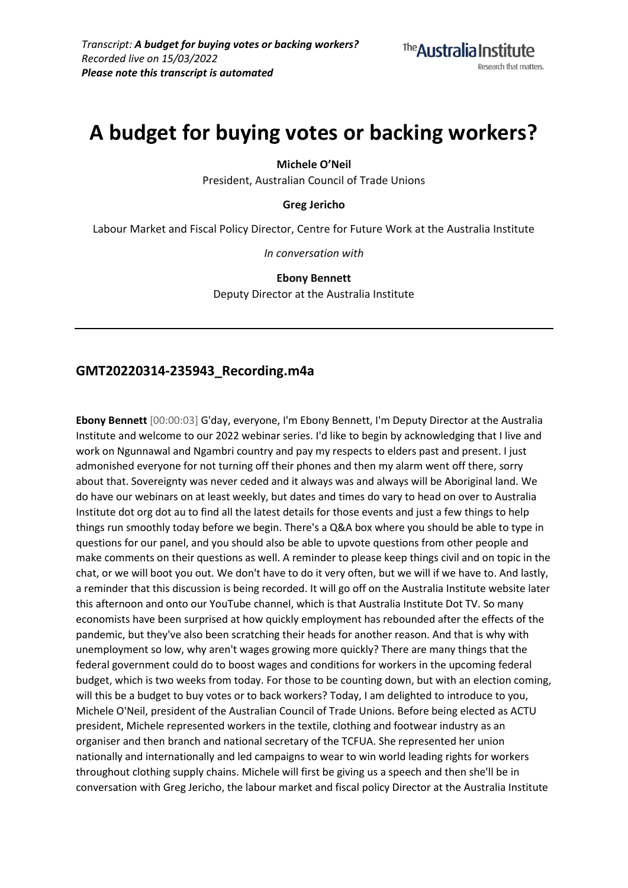*Transcript: **A budget for buying votes or backing workers?***
*Recorded live on 15/03/2022*
***Please note this transcript is automated***

# A budget for buying votes or backing workers?

**Michele O'Neil**
President, Australian Council of Trade Unions

**Greg Jericho**
Labour Market and Fiscal Policy Director, Centre for Future Work at the Australia Institute

*In conversation with*

**Ebony Bennett**
Deputy Director at the Australia Institute

---

## GMT20220314-235943_Recording.m4a

**Ebony Bennett** [00:00:03] G'day, everyone, I'm Ebony Bennett, I'm Deputy Director at the Australia Institute and welcome to our 2022 webinar series. I'd like to begin by acknowledging that I live and work on Ngunnawal and Ngambri country and pay my respects to elders past and present. I just admonished everyone for not turning off their phones and then my alarm went off there, sorry about that. Sovereignty was never ceded and it always was and always will be Aboriginal land. We do have our webinars on at least weekly, but dates and times do vary to head on over to Australia Institute dot org dot au to find all the latest details for those events and just a few things to help things run smoothly today before we begin. There's a Q&A box where you should be able to type in questions for our panel, and you should also be able to upvote questions from other people and make comments on their questions as well. A reminder to please keep things civil and on topic in the chat, or we will boot you out. We don't have to do it very often, but we will if we have to. And lastly, a reminder that this discussion is being recorded. It will go off on the Australia Institute website later this afternoon and onto our YouTube channel, which is that Australia Institute Dot TV. So many economists have been surprised at how quickly employment has rebounded after the effects of the pandemic, but they've also been scratching their heads for another reason. And that is why with unemployment so low, why aren't wages growing more quickly? There are many things that the federal government could do to boost wages and conditions for workers in the upcoming federal budget, which is two weeks from today. For those to be counting down, but with an election coming, will this be a budget to buy votes or to back workers? Today, I am delighted to introduce to you, Michele O'Neil, president of the Australian Council of Trade Unions. Before being elected as ACTU president, Michele represented workers in the textile, clothing and footwear industry as an organiser and then branch and national secretary of the TCFUA. She represented her union nationally and internationally and led campaigns to wear to win world leading rights for workers throughout clothing supply chains. Michele will first be giving us a speech and then she'll be in conversation with Greg Jericho, the labour market and fiscal policy Director at the Australia Institute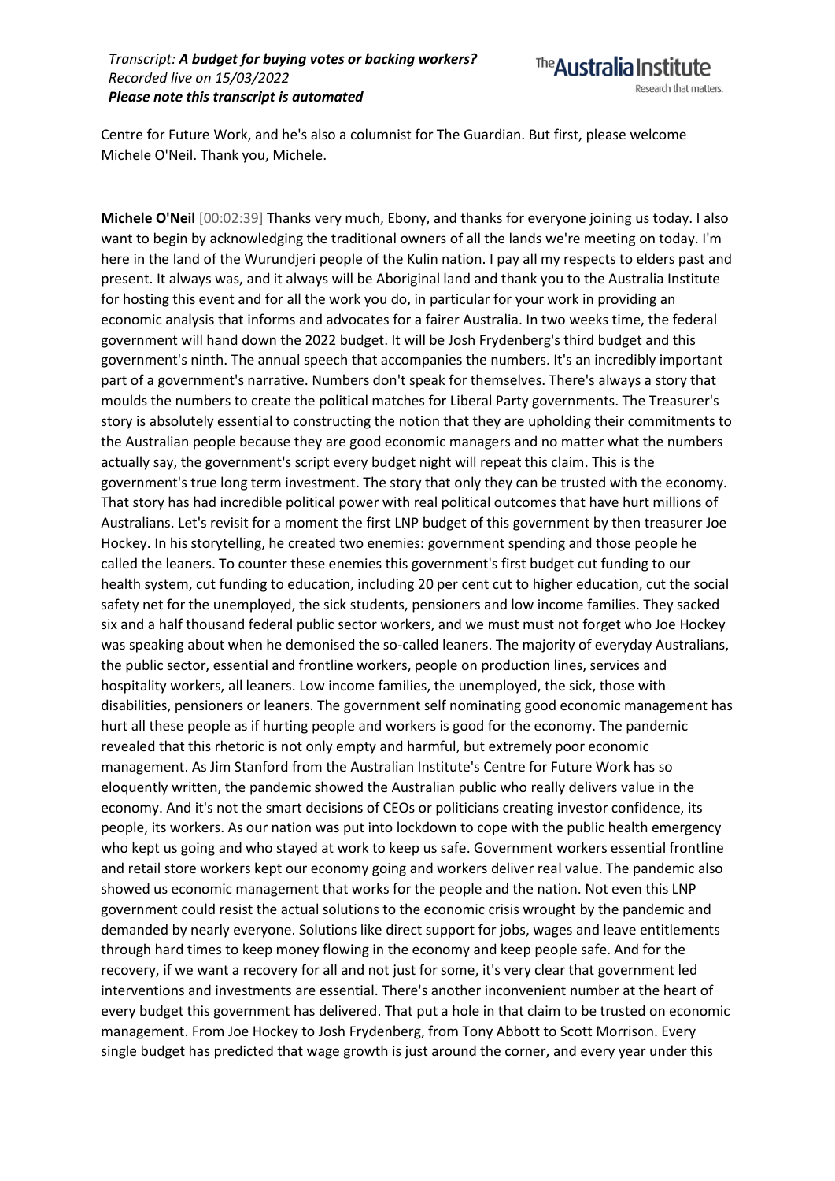Centre for Future Work, and he's also a columnist for The Guardian. But first, please welcome Michele O'Neil. Thank you, Michele.

**Michele O'Neil** [00:02:39] Thanks very much, Ebony, and thanks for everyone joining us today. I also want to begin by acknowledging the traditional owners of all the lands we're meeting on today. I'm here in the land of the Wurundjeri people of the Kulin nation. I pay all my respects to elders past and present. It always was, and it always will be Aboriginal land and thank you to the Australia Institute for hosting this event and for all the work you do, in particular for your work in providing an economic analysis that informs and advocates for a fairer Australia. In two weeks time, the federal government will hand down the 2022 budget. It will be Josh Frydenberg's third budget and this government's ninth. The annual speech that accompanies the numbers. It's an incredibly important part of a government's narrative. Numbers don't speak for themselves. There's always a story that moulds the numbers to create the political matches for Liberal Party governments. The Treasurer's story is absolutely essential to constructing the notion that they are upholding their commitments to the Australian people because they are good economic managers and no matter what the numbers actually say, the government's script every budget night will repeat this claim. This is the government's true long term investment. The story that only they can be trusted with the economy. That story has had incredible political power with real political outcomes that have hurt millions of Australians. Let's revisit for a moment the first LNP budget of this government by then treasurer Joe Hockey. In his storytelling, he created two enemies: government spending and those people he called the leaners. To counter these enemies this government's first budget cut funding to our health system, cut funding to education, including 20 per cent cut to higher education, cut the social safety net for the unemployed, the sick students, pensioners and low income families. They sacked six and a half thousand federal public sector workers, and we must must not forget who Joe Hockey was speaking about when he demonised the so-called leaners. The majority of everyday Australians, the public sector, essential and frontline workers, people on production lines, services and hospitality workers, all leaners. Low income families, the unemployed, the sick, those with disabilities, pensioners or leaners. The government self nominating good economic management has hurt all these people as if hurting people and workers is good for the economy. The pandemic revealed that this rhetoric is not only empty and harmful, but extremely poor economic management. As Jim Stanford from the Australian Institute's Centre for Future Work has so eloquently written, the pandemic showed the Australian public who really delivers value in the economy. And it's not the smart decisions of CEOs or politicians creating investor confidence, its people, its workers. As our nation was put into lockdown to cope with the public health emergency who kept us going and who stayed at work to keep us safe. Government workers essential frontline and retail store workers kept our economy going and workers deliver real value. The pandemic also showed us economic management that works for the people and the nation. Not even this LNP government could resist the actual solutions to the economic crisis wrought by the pandemic and demanded by nearly everyone. Solutions like direct support for jobs, wages and leave entitlements through hard times to keep money flowing in the economy and keep people safe. And for the recovery, if we want a recovery for all and not just for some, it's very clear that government led interventions and investments are essential. There's another inconvenient number at the heart of every budget this government has delivered. That put a hole in that claim to be trusted on economic management. From Joe Hockey to Josh Frydenberg, from Tony Abbott to Scott Morrison. Every single budget has predicted that wage growth is just around the corner, and every year under this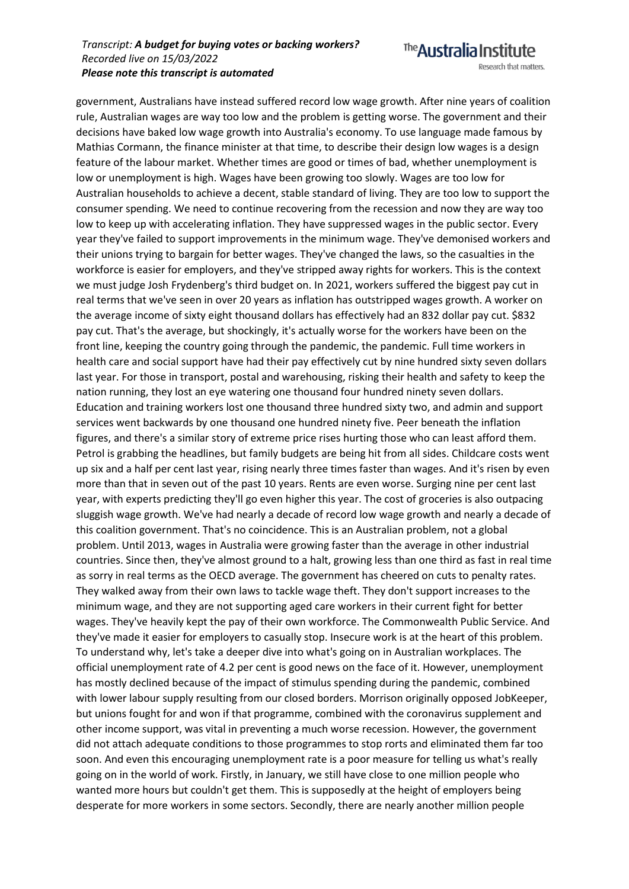government, Australians have instead suffered record low wage growth. After nine years of coalition rule, Australian wages are way too low and the problem is getting worse. The government and their decisions have baked low wage growth into Australia's economy. To use language made famous by Mathias Cormann, the finance minister at that time, to describe their design low wages is a design feature of the labour market. Whether times are good or times of bad, whether unemployment is low or unemployment is high. Wages have been growing too slowly. Wages are too low for Australian households to achieve a decent, stable standard of living. They are too low to support the consumer spending. We need to continue recovering from the recession and now they are way too low to keep up with accelerating inflation. They have suppressed wages in the public sector. Every year they've failed to support improvements in the minimum wage. They've demonised workers and their unions trying to bargain for better wages. They've changed the laws, so the casualties in the workforce is easier for employers, and they've stripped away rights for workers. This is the context we must judge Josh Frydenberg's third budget on. In 2021, workers suffered the biggest pay cut in real terms that we've seen in over 20 years as inflation has outstripped wages growth. A worker on the average income of sixty eight thousand dollars has effectively had an 832 dollar pay cut. $832 pay cut. That's the average, but shockingly, it's actually worse for the workers have been on the front line, keeping the country going through the pandemic, the pandemic. Full time workers in health care and social support have had their pay effectively cut by nine hundred sixty seven dollars last year. For those in transport, postal and warehousing, risking their health and safety to keep the nation running, they lost an eye watering one thousand four hundred ninety seven dollars. Education and training workers lost one thousand three hundred sixty two, and admin and support services went backwards by one thousand one hundred ninety five. Peer beneath the inflation figures, and there's a similar story of extreme price rises hurting those who can least afford them. Petrol is grabbing the headlines, but family budgets are being hit from all sides. Childcare costs went up six and a half per cent last year, rising nearly three times faster than wages. And it's risen by even more than that in seven out of the past 10 years. Rents are even worse. Surging nine per cent last year, with experts predicting they'll go even higher this year. The cost of groceries is also outpacing sluggish wage growth. We've had nearly a decade of record low wage growth and nearly a decade of this coalition government. That's no coincidence. This is an Australian problem, not a global problem. Until 2013, wages in Australia were growing faster than the average in other industrial countries. Since then, they've almost ground to a halt, growing less than one third as fast in real time as sorry in real terms as the OECD average. The government has cheered on cuts to penalty rates. They walked away from their own laws to tackle wage theft. They don't support increases to the minimum wage, and they are not supporting aged care workers in their current fight for better wages. They've heavily kept the pay of their own workforce. The Commonwealth Public Service. And they've made it easier for employers to casually stop. Insecure work is at the heart of this problem. To understand why, let's take a deeper dive into what's going on in Australian workplaces. The official unemployment rate of 4.2 per cent is good news on the face of it. However, unemployment has mostly declined because of the impact of stimulus spending during the pandemic, combined with lower labour supply resulting from our closed borders. Morrison originally opposed JobKeeper, but unions fought for and won if that programme, combined with the coronavirus supplement and other income support, was vital in preventing a much worse recession. However, the government did not attach adequate conditions to those programmes to stop rorts and eliminated them far too soon. And even this encouraging unemployment rate is a poor measure for telling us what's really going on in the world of work. Firstly, in January, we still have close to one million people who wanted more hours but couldn't get them. This is supposedly at the height of employers being desperate for more workers in some sectors. Secondly, there are nearly another million people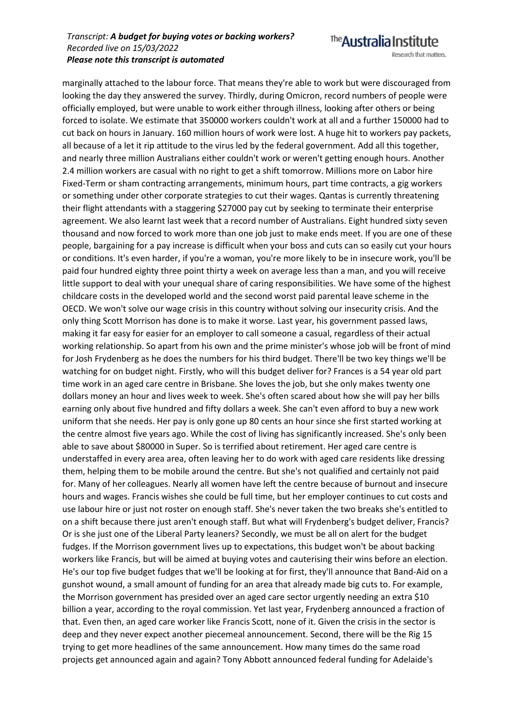marginally attached to the labour force. That means they're able to work but were discouraged from looking the day they answered the survey. Thirdly, during Omicron, record numbers of people were officially employed, but were unable to work either through illness, looking after others or being forced to isolate. We estimate that 350000 workers couldn't work at all and a further 150000 had to cut back on hours in January. 160 million hours of work were lost. A huge hit to workers pay packets, all because of a let it rip attitude to the virus led by the federal government. Add all this together, and nearly three million Australians either couldn't work or weren't getting enough hours. Another 2.4 million workers are casual with no right to get a shift tomorrow. Millions more on Labor hire Fixed-Term or sham contracting arrangements, minimum hours, part time contracts, a gig workers or something under other corporate strategies to cut their wages. Qantas is currently threatening their flight attendants with a staggering $27000 pay cut by seeking to terminate their enterprise agreement. We also learnt last week that a record number of Australians. Eight hundred sixty seven thousand and now forced to work more than one job just to make ends meet. If you are one of these people, bargaining for a pay increase is difficult when your boss and cuts can so easily cut your hours or conditions. It's even harder, if you're a woman, you're more likely to be in insecure work, you'll be paid four hundred eighty three point thirty a week on average less than a man, and you will receive little support to deal with your unequal share of caring responsibilities. We have some of the highest childcare costs in the developed world and the second worst paid parental leave scheme in the OECD. We won't solve our wage crisis in this country without solving our insecurity crisis. And the only thing Scott Morrison has done is to make it worse. Last year, his government passed laws, making it far easy for easier for an employer to call someone a casual, regardless of their actual working relationship. So apart from his own and the prime minister's whose job will be front of mind for Josh Frydenberg as he does the numbers for his third budget. There'll be two key things we'll be watching for on budget night. Firstly, who will this budget deliver for? Frances is a 54 year old part time work in an aged care centre in Brisbane. She loves the job, but she only makes twenty one dollars money an hour and lives week to week. She's often scared about how she will pay her bills earning only about five hundred and fifty dollars a week. She can't even afford to buy a new work uniform that she needs. Her pay is only gone up 80 cents an hour since she first started working at the centre almost five years ago. While the cost of living has significantly increased. She's only been able to save about $80000 in Super. So is terrified about retirement. Her aged care centre is understaffed in every area area, often leaving her to do work with aged care residents like dressing them, helping them to be mobile around the centre. But she's not qualified and certainly not paid for. Many of her colleagues. Nearly all women have left the centre because of burnout and insecure hours and wages. Francis wishes she could be full time, but her employer continues to cut costs and use labour hire or just not roster on enough staff. She's never taken the two breaks she's entitled to on a shift because there just aren't enough staff. But what will Frydenberg's budget deliver, Francis? Or is she just one of the Liberal Party leaners? Secondly, we must be all on alert for the budget fudges. If the Morrison government lives up to expectations, this budget won't be about backing workers like Francis, but will be aimed at buying votes and cauterising their wins before an election. He's our top five budget fudges that we'll be looking at for first, they'll announce that Band-Aid on a gunshot wound, a small amount of funding for an area that already made big cuts to. For example, the Morrison government has presided over an aged care sector urgently needing an extra $10 billion a year, according to the royal commission. Yet last year, Frydenberg announced a fraction of that. Even then, an aged care worker like Francis Scott, none of it. Given the crisis in the sector is deep and they never expect another piecemeal announcement. Second, there will be the Rig 15 trying to get more headlines of the same announcement. How many times do the same road projects get announced again and again? Tony Abbott announced federal funding for Adelaide's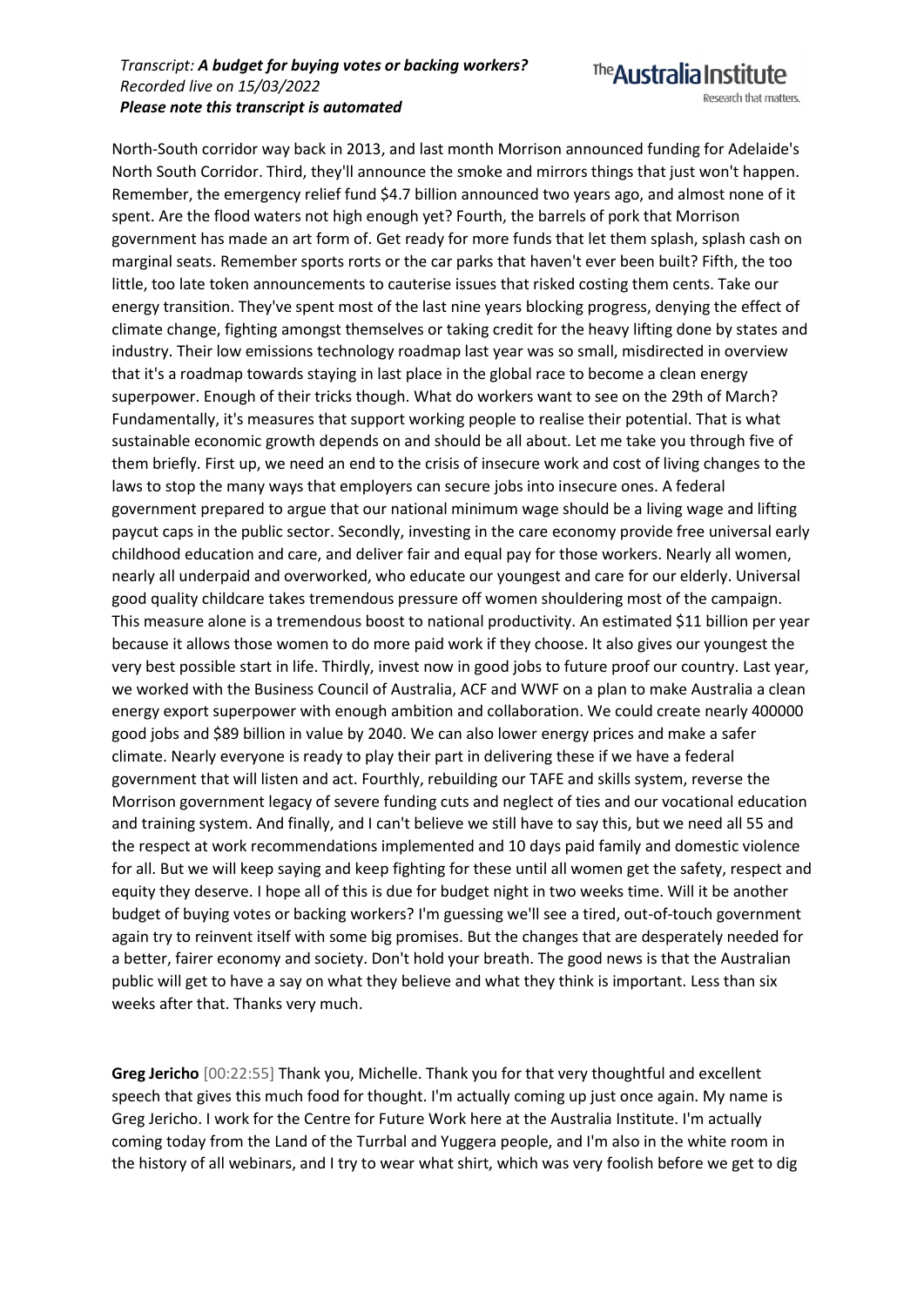North-South corridor way back in 2013, and last month Morrison announced funding for Adelaide's North South Corridor. Third, they'll announce the smoke and mirrors things that just won't happen. Remember, the emergency relief fund $4.7 billion announced two years ago, and almost none of it spent. Are the flood waters not high enough yet? Fourth, the barrels of pork that Morrison government has made an art form of. Get ready for more funds that let them splash, splash cash on marginal seats. Remember sports rorts or the car parks that haven't ever been built? Fifth, the too little, too late token announcements to cauterise issues that risked costing them cents. Take our energy transition. They've spent most of the last nine years blocking progress, denying the effect of climate change, fighting amongst themselves or taking credit for the heavy lifting done by states and industry. Their low emissions technology roadmap last year was so small, misdirected in overview that it's a roadmap towards staying in last place in the global race to become a clean energy superpower. Enough of their tricks though. What do workers want to see on the 29th of March? Fundamentally, it's measures that support working people to realise their potential. That is what sustainable economic growth depends on and should be all about. Let me take you through five of them briefly. First up, we need an end to the crisis of insecure work and cost of living changes to the laws to stop the many ways that employers can secure jobs into insecure ones. A federal government prepared to argue that our national minimum wage should be a living wage and lifting paycut caps in the public sector. Secondly, investing in the care economy provide free universal early childhood education and care, and deliver fair and equal pay for those workers. Nearly all women, nearly all underpaid and overworked, who educate our youngest and care for our elderly. Universal good quality childcare takes tremendous pressure off women shouldering most of the campaign. This measure alone is a tremendous boost to national productivity. An estimated $11 billion per year because it allows those women to do more paid work if they choose. It also gives our youngest the very best possible start in life. Thirdly, invest now in good jobs to future proof our country. Last year, we worked with the Business Council of Australia, ACF and WWF on a plan to make Australia a clean energy export superpower with enough ambition and collaboration. We could create nearly 400000 good jobs and $89 billion in value by 2040. We can also lower energy prices and make a safer climate. Nearly everyone is ready to play their part in delivering these if we have a federal government that will listen and act. Fourthly, rebuilding our TAFE and skills system, reverse the Morrison government legacy of severe funding cuts and neglect of ties and our vocational education and training system. And finally, and I can't believe we still have to say this, but we need all 55 and the respect at work recommendations implemented and 10 days paid family and domestic violence for all. But we will keep saying and keep fighting for these until all women get the safety, respect and equity they deserve. I hope all of this is due for budget night in two weeks time. Will it be another budget of buying votes or backing workers? I'm guessing we'll see a tired, out-of-touch government again try to reinvent itself with some big promises. But the changes that are desperately needed for a better, fairer economy and society. Don't hold your breath. The good news is that the Australian public will get to have a say on what they believe and what they think is important. Less than six weeks after that. Thanks very much.

**Greg Jericho** [00:22:55] Thank you, Michelle. Thank you for that very thoughtful and excellent speech that gives this much food for thought. I'm actually coming up just once again. My name is Greg Jericho. I work for the Centre for Future Work here at the Australia Institute. I'm actually coming today from the Land of the Turrbal and Yuggera people, and I'm also in the white room in the history of all webinars, and I try to wear what shirt, which was very foolish before we get to dig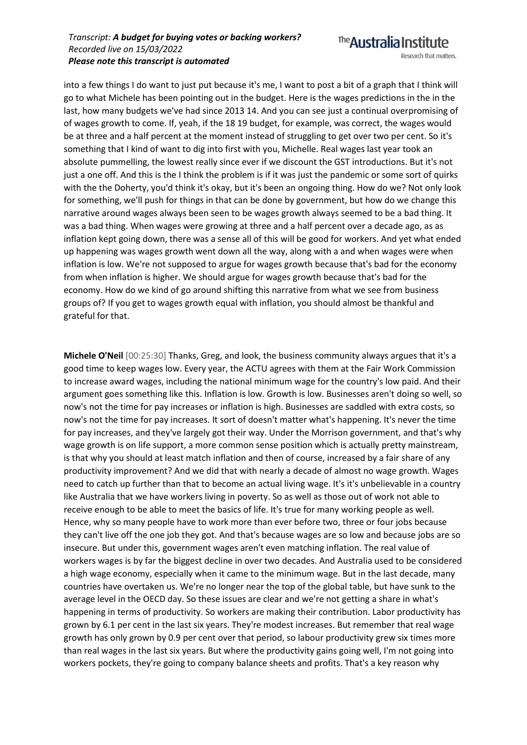into a few things I do want to just put because it's me, I want to post a bit of a graph that I think will go to what Michele has been pointing out in the budget. Here is the wages predictions in the in the last, how many budgets we've had since 2013 14. And you can see just a continual overpromising of of wages growth to come. If, yeah, if the 18 19 budget, for example, was correct, the wages would be at three and a half percent at the moment instead of struggling to get over two per cent. So it's something that I kind of want to dig into first with you, Michelle. Real wages last year took an absolute pummelling, the lowest really since ever if we discount the GST introductions. But it's not just a one off. And this is the I think the problem is if it was just the pandemic or some sort of quirks with the the Doherty, you'd think it's okay, but it's been an ongoing thing. How do we? Not only look for something, we'll push for things in that can be done by government, but how do we change this narrative around wages always been seen to be wages growth always seemed to be a bad thing. It was a bad thing. When wages were growing at three and a half percent over a decade ago, as as inflation kept going down, there was a sense all of this will be good for workers. And yet what ended up happening was wages growth went down all the way, along with a and when wages were when inflation is low. We're not supposed to argue for wages growth because that's bad for the economy from when inflation is higher. We should argue for wages growth because that's bad for the economy. How do we kind of go around shifting this narrative from what we see from business groups of? If you get to wages growth equal with inflation, you should almost be thankful and grateful for that.

**Michele O'Neil** [00:25:30] Thanks, Greg, and look, the business community always argues that it's a good time to keep wages low. Every year, the ACTU agrees with them at the Fair Work Commission to increase award wages, including the national minimum wage for the country's low paid. And their argument goes something like this. Inflation is low. Growth is low. Businesses aren't doing so well, so now's not the time for pay increases or inflation is high. Businesses are saddled with extra costs, so now's not the time for pay increases. It sort of doesn't matter what's happening. It's never the time for pay increases, and they've largely got their way. Under the Morrison government, and that's why wage growth is on life support, a more common sense position which is actually pretty mainstream, is that why you should at least match inflation and then of course, increased by a fair share of any productivity improvement? And we did that with nearly a decade of almost no wage growth. Wages need to catch up further than that to become an actual living wage. It's it's unbelievable in a country like Australia that we have workers living in poverty. So as well as those out of work not able to receive enough to be able to meet the basics of life. It's true for many working people as well. Hence, why so many people have to work more than ever before two, three or four jobs because they can't live off the one job they got. And that's because wages are so low and because jobs are so insecure. But under this, government wages aren't even matching inflation. The real value of workers wages is by far the biggest decline in over two decades. And Australia used to be considered a high wage economy, especially when it came to the minimum wage. But in the last decade, many countries have overtaken us. We're no longer near the top of the global table, but have sunk to the average level in the OECD day. So these issues are clear and we're not getting a share in what's happening in terms of productivity. So workers are making their contribution. Labor productivity has grown by 6.1 per cent in the last six years. They're modest increases. But remember that real wage growth has only grown by 0.9 per cent over that period, so labour productivity grew six times more than real wages in the last six years. But where the productivity gains going well, I'm not going into workers pockets, they're going to company balance sheets and profits. That's a key reason why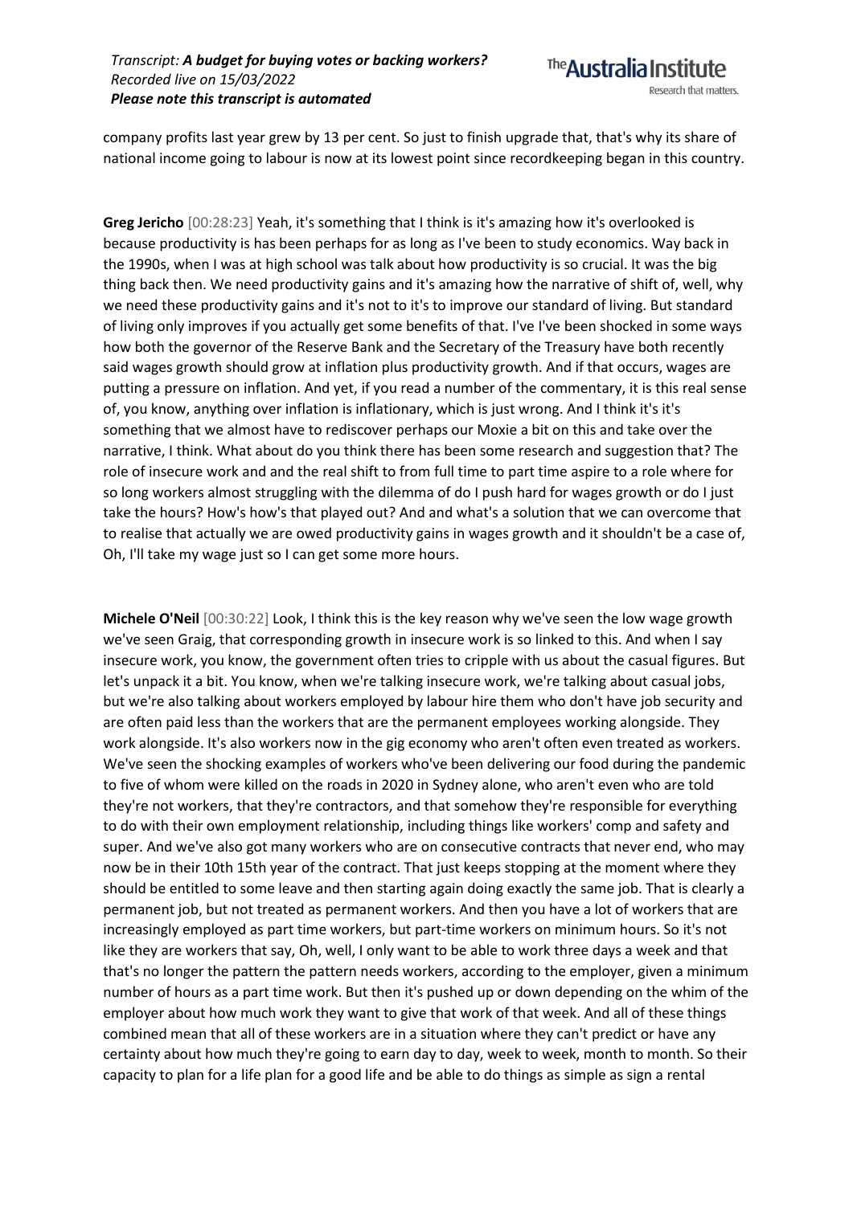company profits last year grew by 13 per cent. So just to finish upgrade that, that's why its share of national income going to labour is now at its lowest point since recordkeeping began in this country.

**Greg Jericho** [00:28:23] Yeah, it's something that I think is it's amazing how it's overlooked is because productivity is has been perhaps for as long as I've been to study economics. Way back in the 1990s, when I was at high school was talk about how productivity is so crucial. It was the big thing back then. We need productivity gains and it's amazing how the narrative of shift of, well, why we need these productivity gains and it's not to it's to improve our standard of living. But standard of living only improves if you actually get some benefits of that. I've I've been shocked in some ways how both the governor of the Reserve Bank and the Secretary of the Treasury have both recently said wages growth should grow at inflation plus productivity growth. And if that occurs, wages are putting a pressure on inflation. And yet, if you read a number of the commentary, it is this real sense of, you know, anything over inflation is inflationary, which is just wrong. And I think it's it's something that we almost have to rediscover perhaps our Moxie a bit on this and take over the narrative, I think. What about do you think there has been some research and suggestion that? The role of insecure work and and the real shift to from full time to part time aspire to a role where for so long workers almost struggling with the dilemma of do I push hard for wages growth or do I just take the hours? How's how's that played out? And and what's a solution that we can overcome that to realise that actually we are owed productivity gains in wages growth and it shouldn't be a case of, Oh, I'll take my wage just so I can get some more hours.

**Michele O'Neil** [00:30:22] Look, I think this is the key reason why we've seen the low wage growth we've seen Graig, that corresponding growth in insecure work is so linked to this. And when I say insecure work, you know, the government often tries to cripple with us about the casual figures. But let's unpack it a bit. You know, when we're talking insecure work, we're talking about casual jobs, but we're also talking about workers employed by labour hire them who don't have job security and are often paid less than the workers that are the permanent employees working alongside. They work alongside. It's also workers now in the gig economy who aren't often even treated as workers. We've seen the shocking examples of workers who've been delivering our food during the pandemic to five of whom were killed on the roads in 2020 in Sydney alone, who aren't even who are told they're not workers, that they're contractors, and that somehow they're responsible for everything to do with their own employment relationship, including things like workers' comp and safety and super. And we've also got many workers who are on consecutive contracts that never end, who may now be in their 10th 15th year of the contract. That just keeps stopping at the moment where they should be entitled to some leave and then starting again doing exactly the same job. That is clearly a permanent job, but not treated as permanent workers. And then you have a lot of workers that are increasingly employed as part time workers, but part-time workers on minimum hours. So it's not like they are workers that say, Oh, well, I only want to be able to work three days a week and that that's no longer the pattern the pattern needs workers, according to the employer, given a minimum number of hours as a part time work. But then it's pushed up or down depending on the whim of the employer about how much work they want to give that work of that week. And all of these things combined mean that all of these workers are in a situation where they can't predict or have any certainty about how much they're going to earn day to day, week to week, month to month. So their capacity to plan for a life plan for a good life and be able to do things as simple as sign a rental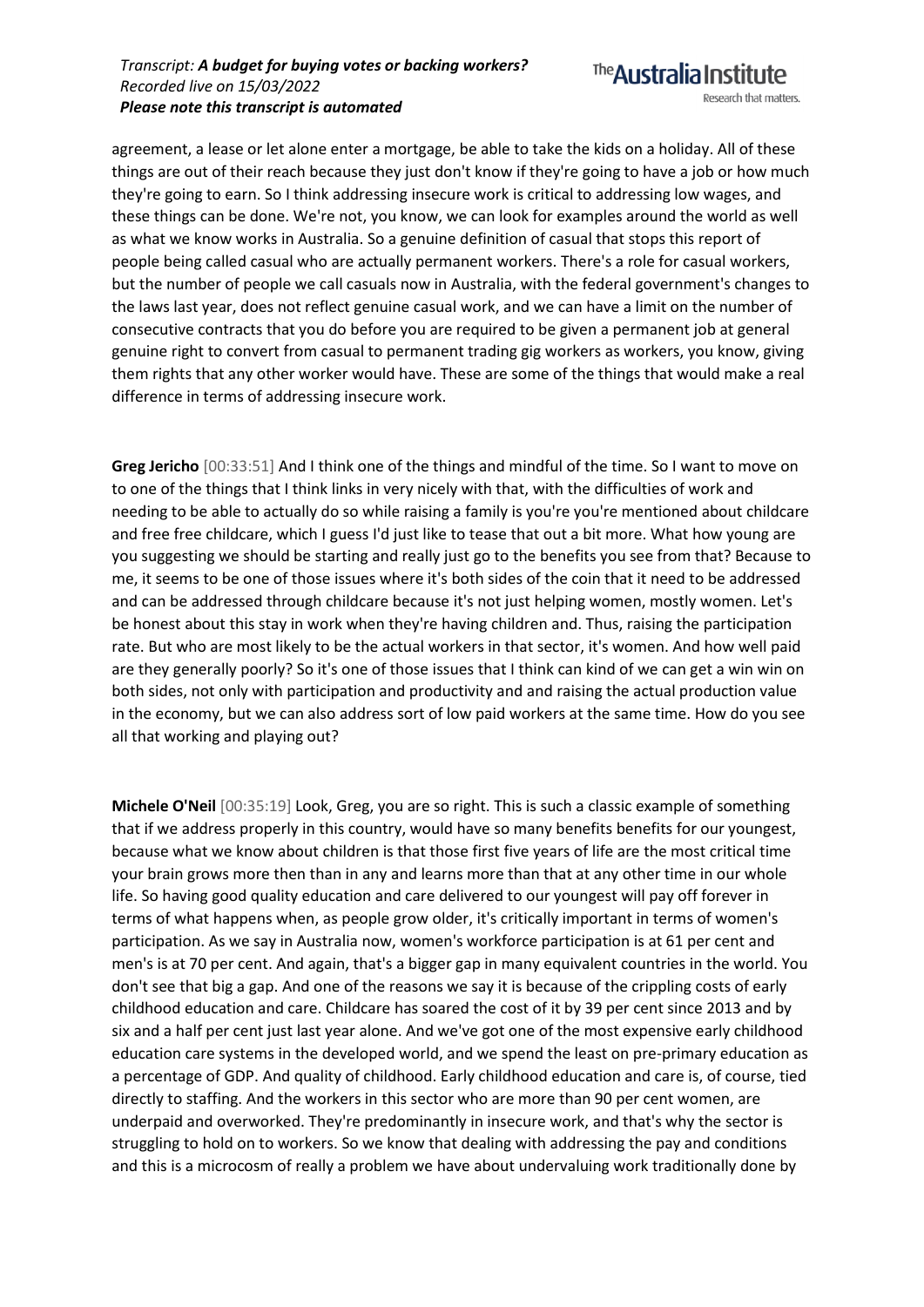agreement, a lease or let alone enter a mortgage, be able to take the kids on a holiday. All of these things are out of their reach because they just don't know if they're going to have a job or how much they're going to earn. So I think addressing insecure work is critical to addressing low wages, and these things can be done. We're not, you know, we can look for examples around the world as well as what we know works in Australia. So a genuine definition of casual that stops this report of people being called casual who are actually permanent workers. There's a role for casual workers, but the number of people we call casuals now in Australia, with the federal government's changes to the laws last year, does not reflect genuine casual work, and we can have a limit on the number of consecutive contracts that you do before you are required to be given a permanent job at general genuine right to convert from casual to permanent trading gig workers as workers, you know, giving them rights that any other worker would have. These are some of the things that would make a real difference in terms of addressing insecure work.

**Greg Jericho** [00:33:51] And I think one of the things and mindful of the time. So I want to move on to one of the things that I think links in very nicely with that, with the difficulties of work and needing to be able to actually do so while raising a family is you're you're mentioned about childcare and free free childcare, which I guess I'd just like to tease that out a bit more. What how young are you suggesting we should be starting and really just go to the benefits you see from that? Because to me, it seems to be one of those issues where it's both sides of the coin that it need to be addressed and can be addressed through childcare because it's not just helping women, mostly women. Let's be honest about this stay in work when they're having children and. Thus, raising the participation rate. But who are most likely to be the actual workers in that sector, it's women. And how well paid are they generally poorly? So it's one of those issues that I think can kind of we can get a win win on both sides, not only with participation and productivity and and raising the actual production value in the economy, but we can also address sort of low paid workers at the same time. How do you see all that working and playing out?

**Michele O'Neil** [00:35:19] Look, Greg, you are so right. This is such a classic example of something that if we address properly in this country, would have so many benefits benefits for our youngest, because what we know about children is that those first five years of life are the most critical time your brain grows more then than in any and learns more than that at any other time in our whole life. So having good quality education and care delivered to our youngest will pay off forever in terms of what happens when, as people grow older, it's critically important in terms of women's participation. As we say in Australia now, women's workforce participation is at 61 per cent and men's is at 70 per cent. And again, that's a bigger gap in many equivalent countries in the world. You don't see that big a gap. And one of the reasons we say it is because of the crippling costs of early childhood education and care. Childcare has soared the cost of it by 39 per cent since 2013 and by six and a half per cent just last year alone. And we've got one of the most expensive early childhood education care systems in the developed world, and we spend the least on pre-primary education as a percentage of GDP. And quality of childhood. Early childhood education and care is, of course, tied directly to staffing. And the workers in this sector who are more than 90 per cent women, are underpaid and overworked. They're predominantly in insecure work, and that's why the sector is struggling to hold on to workers. So we know that dealing with addressing the pay and conditions and this is a microcosm of really a problem we have about undervaluing work traditionally done by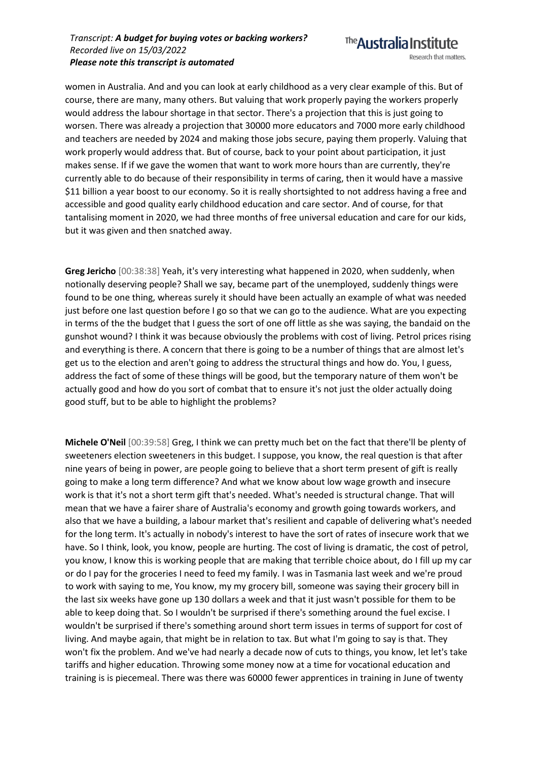women in Australia. And and you can look at early childhood as a very clear example of this. But of course, there are many, many others. But valuing that work properly paying the workers properly would address the labour shortage in that sector. There's a projection that this is just going to worsen. There was already a projection that 30000 more educators and 7000 more early childhood and teachers are needed by 2024 and making those jobs secure, paying them properly. Valuing that work properly would address that. But of course, back to your point about participation, it just makes sense. If if we gave the women that want to work more hours than are currently, they're currently able to do because of their responsibility in terms of caring, then it would have a massive $11 billion a year boost to our economy. So it is really shortsighted to not address having a free and accessible and good quality early childhood education and care sector. And of course, for that tantalising moment in 2020, we had three months of free universal education and care for our kids, but it was given and then snatched away.

**Greg Jericho** [00:38:38] Yeah, it's very interesting what happened in 2020, when suddenly, when notionally deserving people? Shall we say, became part of the unemployed, suddenly things were found to be one thing, whereas surely it should have been actually an example of what was needed just before one last question before I go so that we can go to the audience. What are you expecting in terms of the the budget that I guess the sort of one off little as she was saying, the bandaid on the gunshot wound? I think it was because obviously the problems with cost of living. Petrol prices rising and everything is there. A concern that there is going to be a number of things that are almost let's get us to the election and aren't going to address the structural things and how do. You, I guess, address the fact of some of these things will be good, but the temporary nature of them won't be actually good and how do you sort of combat that to ensure it's not just the older actually doing good stuff, but to be able to highlight the problems?

**Michele O'Neil** [00:39:58] Greg, I think we can pretty much bet on the fact that there'll be plenty of sweeteners election sweeteners in this budget. I suppose, you know, the real question is that after nine years of being in power, are people going to believe that a short term present of gift is really going to make a long term difference? And what we know about low wage growth and insecure work is that it's not a short term gift that's needed. What's needed is structural change. That will mean that we have a fairer share of Australia's economy and growth going towards workers, and also that we have a building, a labour market that's resilient and capable of delivering what's needed for the long term. It's actually in nobody's interest to have the sort of rates of insecure work that we have. So I think, look, you know, people are hurting. The cost of living is dramatic, the cost of petrol, you know, I know this is working people that are making that terrible choice about, do I fill up my car or do I pay for the groceries I need to feed my family. I was in Tasmania last week and we're proud to work with saying to me, You know, my my grocery bill, someone was saying their grocery bill in the last six weeks have gone up 130 dollars a week and that it just wasn't possible for them to be able to keep doing that. So I wouldn't be surprised if there's something around the fuel excise. I wouldn't be surprised if there's something around short term issues in terms of support for cost of living. And maybe again, that might be in relation to tax. But what I'm going to say is that. They won't fix the problem. And we've had nearly a decade now of cuts to things, you know, let let's take tariffs and higher education. Throwing some money now at a time for vocational education and training is is piecemeal. There was there was 60000 fewer apprentices in training in June of twenty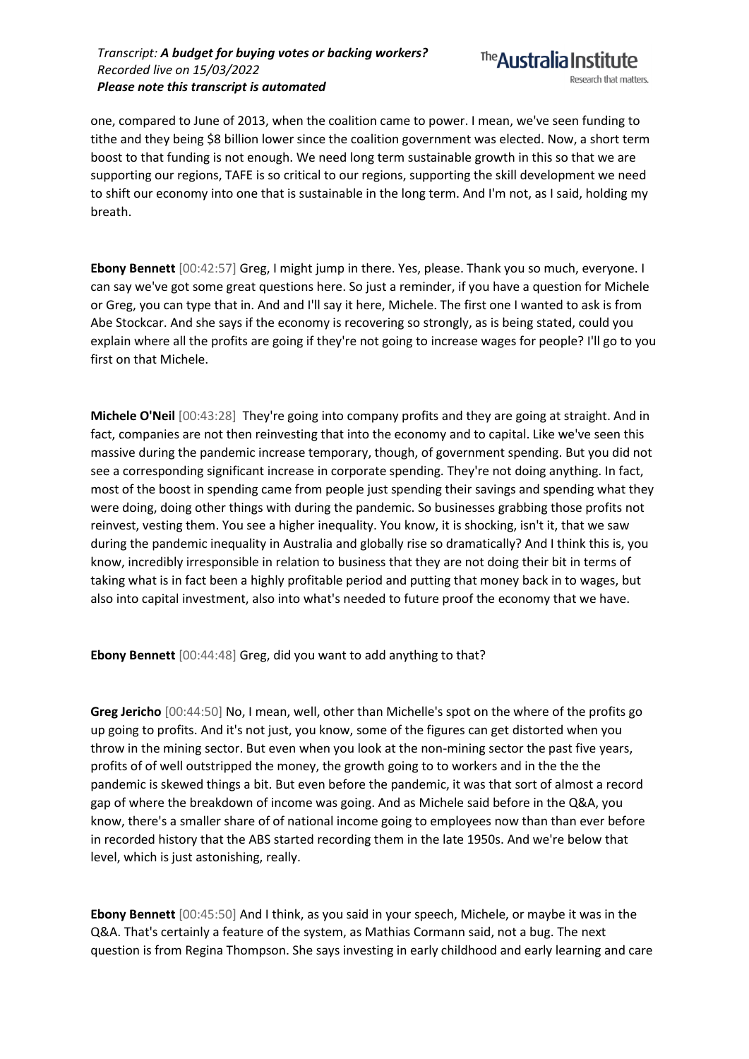one, compared to June of 2013, when the coalition came to power. I mean, we've seen funding to tithe and they being $8 billion lower since the coalition government was elected. Now, a short term boost to that funding is not enough. We need long term sustainable growth in this so that we are supporting our regions, TAFE is so critical to our regions, supporting the skill development we need to shift our economy into one that is sustainable in the long term. And I'm not, as I said, holding my breath.

**Ebony Bennett** [00:42:57] Greg, I might jump in there. Yes, please. Thank you so much, everyone. I can say we've got some great questions here. So just a reminder, if you have a question for Michele or Greg, you can type that in. And and I'll say it here, Michele. The first one I wanted to ask is from Abe Stockcar. And she says if the economy is recovering so strongly, as is being stated, could you explain where all the profits are going if they're not going to increase wages for people? I'll go to you first on that Michele.

**Michele O'Neil** [00:43:28] They're going into company profits and they are going at straight. And in fact, companies are not then reinvesting that into the economy and to capital. Like we've seen this massive during the pandemic increase temporary, though, of government spending. But you did not see a corresponding significant increase in corporate spending. They're not doing anything. In fact, most of the boost in spending came from people just spending their savings and spending what they were doing, doing other things with during the pandemic. So businesses grabbing those profits not reinvest, vesting them. You see a higher inequality. You know, it is shocking, isn't it, that we saw during the pandemic inequality in Australia and globally rise so dramatically? And I think this is, you know, incredibly irresponsible in relation to business that they are not doing their bit in terms of taking what is in fact been a highly profitable period and putting that money back in to wages, but also into capital investment, also into what's needed to future proof the economy that we have.

**Ebony Bennett** [00:44:48] Greg, did you want to add anything to that?

**Greg Jericho** [00:44:50] No, I mean, well, other than Michelle's spot on the where of the profits go up going to profits. And it's not just, you know, some of the figures can get distorted when you throw in the mining sector. But even when you look at the non-mining sector the past five years, profits of of well outstripped the money, the growth going to to workers and in the the the pandemic is skewed things a bit. But even before the pandemic, it was that sort of almost a record gap of where the breakdown of income was going. And as Michele said before in the Q&A, you know, there's a smaller share of of national income going to employees now than than ever before in recorded history that the ABS started recording them in the late 1950s. And we're below that level, which is just astonishing, really.

**Ebony Bennett** [00:45:50] And I think, as you said in your speech, Michele, or maybe it was in the Q&A. That's certainly a feature of the system, as Mathias Cormann said, not a bug. The next question is from Regina Thompson. She says investing in early childhood and early learning and care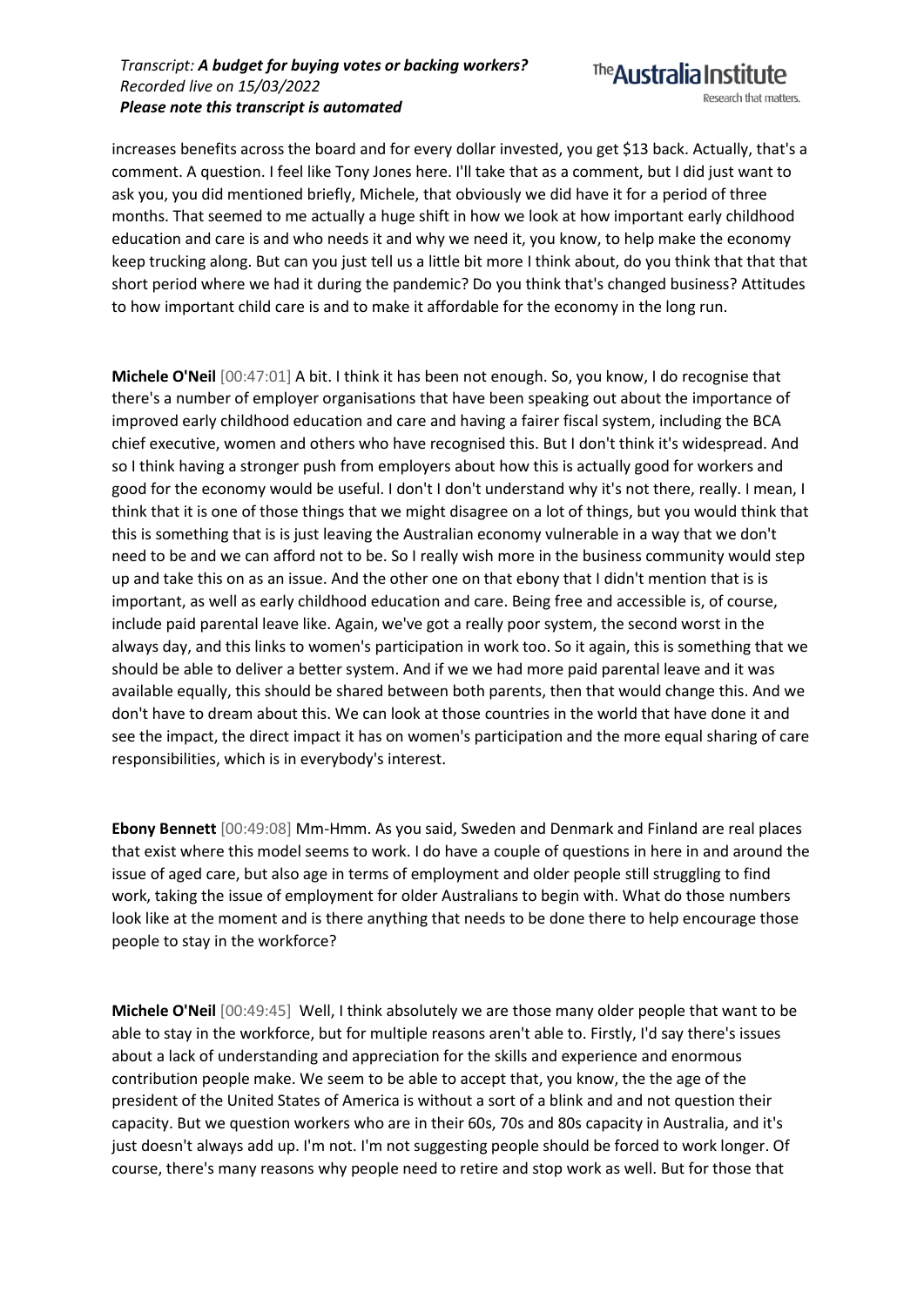increases benefits across the board and for every dollar invested, you get $13 back. Actually, that's a comment. A question. I feel like Tony Jones here. I'll take that as a comment, but I did just want to ask you, you did mentioned briefly, Michele, that obviously we did have it for a period of three months. That seemed to me actually a huge shift in how we look at how important early childhood education and care is and who needs it and why we need it, you know, to help make the economy keep trucking along. But can you just tell us a little bit more I think about, do you think that that that short period where we had it during the pandemic? Do you think that's changed business? Attitudes to how important child care is and to make it affordable for the economy in the long run.

**Michele O'Neil** [00:47:01] A bit. I think it has been not enough. So, you know, I do recognise that there's a number of employer organisations that have been speaking out about the importance of improved early childhood education and care and having a fairer fiscal system, including the BCA chief executive, women and others who have recognised this. But I don't think it's widespread. And so I think having a stronger push from employers about how this is actually good for workers and good for the economy would be useful. I don't I don't understand why it's not there, really. I mean, I think that it is one of those things that we might disagree on a lot of things, but you would think that this is something that is is just leaving the Australian economy vulnerable in a way that we don't need to be and we can afford not to be. So I really wish more in the business community would step up and take this on as an issue. And the other one on that ebony that I didn't mention that is is important, as well as early childhood education and care. Being free and accessible is, of course, include paid parental leave like. Again, we've got a really poor system, the second worst in the always day, and this links to women's participation in work too. So it again, this is something that we should be able to deliver a better system. And if we we had more paid parental leave and it was available equally, this should be shared between both parents, then that would change this. And we don't have to dream about this. We can look at those countries in the world that have done it and see the impact, the direct impact it has on women's participation and the more equal sharing of care responsibilities, which is in everybody's interest.

**Ebony Bennett** [00:49:08] Mm-Hmm. As you said, Sweden and Denmark and Finland are real places that exist where this model seems to work. I do have a couple of questions in here in and around the issue of aged care, but also age in terms of employment and older people still struggling to find work, taking the issue of employment for older Australians to begin with. What do those numbers look like at the moment and is there anything that needs to be done there to help encourage those people to stay in the workforce?

**Michele O'Neil** [00:49:45] Well, I think absolutely we are those many older people that want to be able to stay in the workforce, but for multiple reasons aren't able to. Firstly, I'd say there's issues about a lack of understanding and appreciation for the skills and experience and enormous contribution people make. We seem to be able to accept that, you know, the the age of the president of the United States of America is without a sort of a blink and and not question their capacity. But we question workers who are in their 60s, 70s and 80s capacity in Australia, and it's just doesn't always add up. I'm not. I'm not suggesting people should be forced to work longer. Of course, there's many reasons why people need to retire and stop work as well. But for those that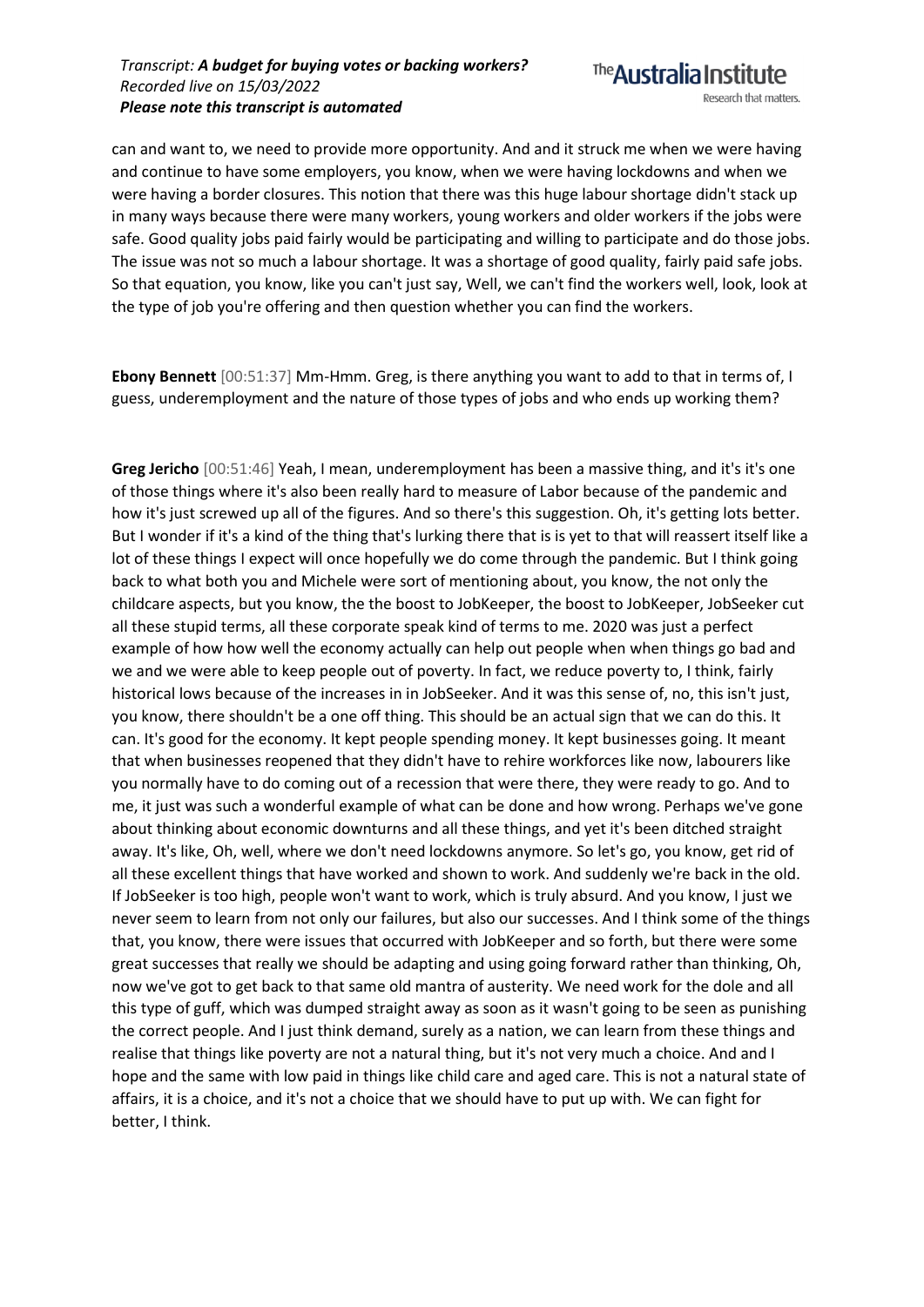can and want to, we need to provide more opportunity. And and it struck me when we were having and continue to have some employers, you know, when we were having lockdowns and when we were having a border closures. This notion that there was this huge labour shortage didn't stack up in many ways because there were many workers, young workers and older workers if the jobs were safe. Good quality jobs paid fairly would be participating and willing to participate and do those jobs. The issue was not so much a labour shortage. It was a shortage of good quality, fairly paid safe jobs. So that equation, you know, like you can't just say, Well, we can't find the workers well, look, look at the type of job you're offering and then question whether you can find the workers.

**Ebony Bennett** [00:51:37] Mm-Hmm. Greg, is there anything you want to add to that in terms of, I guess, underemployment and the nature of those types of jobs and who ends up working them?

**Greg Jericho** [00:51:46] Yeah, I mean, underemployment has been a massive thing, and it's it's one of those things where it's also been really hard to measure of Labor because of the pandemic and how it's just screwed up all of the figures. And so there's this suggestion. Oh, it's getting lots better. But I wonder if it's a kind of the thing that's lurking there that is is yet to that will reassert itself like a lot of these things I expect will once hopefully we do come through the pandemic. But I think going back to what both you and Michele were sort of mentioning about, you know, the not only the childcare aspects, but you know, the the boost to JobKeeper, the boost to JobKeeper, JobSeeker cut all these stupid terms, all these corporate speak kind of terms to me. 2020 was just a perfect example of how how well the economy actually can help out people when when things go bad and we and we were able to keep people out of poverty. In fact, we reduce poverty to, I think, fairly historical lows because of the increases in in JobSeeker. And it was this sense of, no, this isn't just, you know, there shouldn't be a one off thing. This should be an actual sign that we can do this. It can. It's good for the economy. It kept people spending money. It kept businesses going. It meant that when businesses reopened that they didn't have to rehire workforces like now, labourers like you normally have to do coming out of a recession that were there, they were ready to go. And to me, it just was such a wonderful example of what can be done and how wrong. Perhaps we've gone about thinking about economic downturns and all these things, and yet it's been ditched straight away. It's like, Oh, well, where we don't need lockdowns anymore. So let's go, you know, get rid of all these excellent things that have worked and shown to work. And suddenly we're back in the old. If JobSeeker is too high, people won't want to work, which is truly absurd. And you know, I just we never seem to learn from not only our failures, but also our successes. And I think some of the things that, you know, there were issues that occurred with JobKeeper and so forth, but there were some great successes that really we should be adapting and using going forward rather than thinking, Oh, now we've got to get back to that same old mantra of austerity. We need work for the dole and all this type of guff, which was dumped straight away as soon as it wasn't going to be seen as punishing the correct people. And I just think demand, surely as a nation, we can learn from these things and realise that things like poverty are not a natural thing, but it's not very much a choice. And and I hope and the same with low paid in things like child care and aged care. This is not a natural state of affairs, it is a choice, and it's not a choice that we should have to put up with. We can fight for better, I think.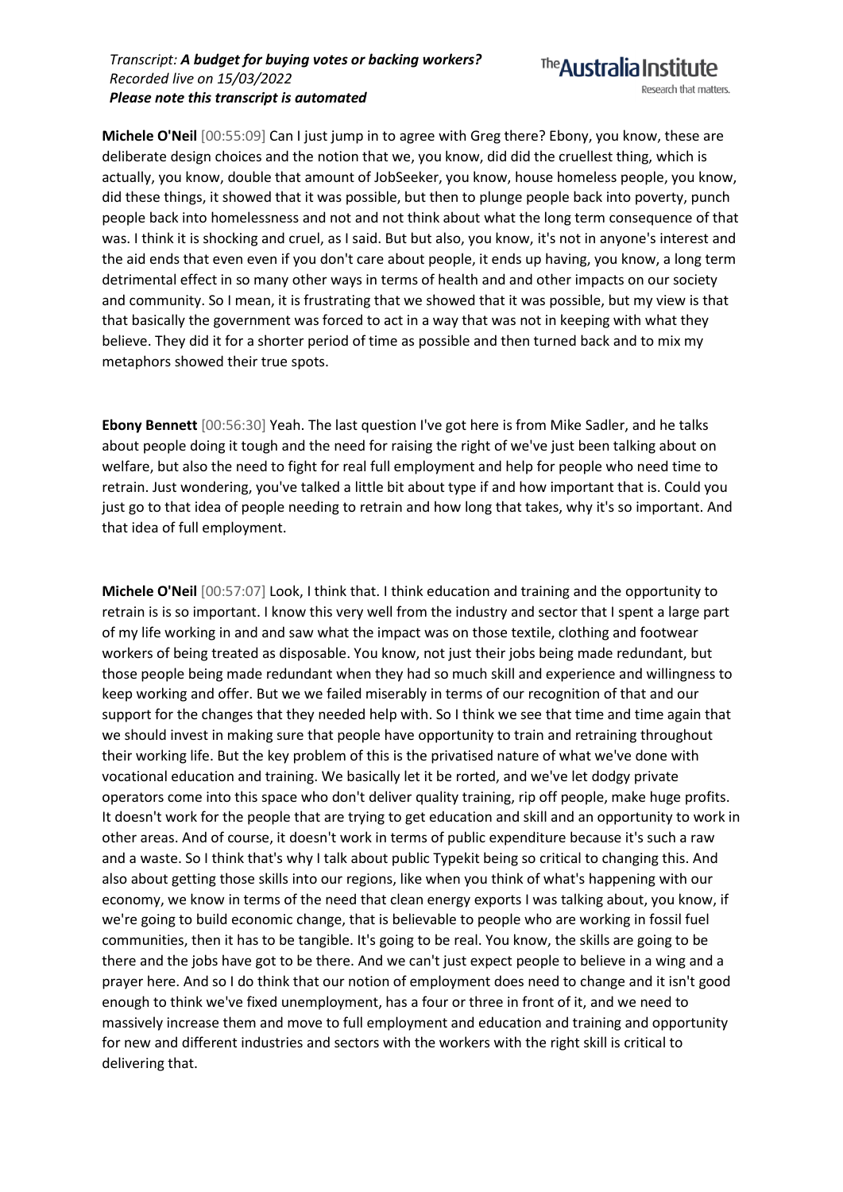**Michele O'Neil** [00:55:09] Can I just jump in to agree with Greg there? Ebony, you know, these are deliberate design choices and the notion that we, you know, did did the cruellest thing, which is actually, you know, double that amount of JobSeeker, you know, house homeless people, you know, did these things, it showed that it was possible, but then to plunge people back into poverty, punch people back into homelessness and not and not think about what the long term consequence of that was. I think it is shocking and cruel, as I said. But but also, you know, it's not in anyone's interest and the aid ends that even even if you don't care about people, it ends up having, you know, a long term detrimental effect in so many other ways in terms of health and and other impacts on our society and community. So I mean, it is frustrating that we showed that it was possible, but my view is that that basically the government was forced to act in a way that was not in keeping with what they believe. They did it for a shorter period of time as possible and then turned back and to mix my metaphors showed their true spots.

**Ebony Bennett** [00:56:30] Yeah. The last question I've got here is from Mike Sadler, and he talks about people doing it tough and the need for raising the right of we've just been talking about on welfare, but also the need to fight for real full employment and help for people who need time to retrain. Just wondering, you've talked a little bit about type if and how important that is. Could you just go to that idea of people needing to retrain and how long that takes, why it's so important. And that idea of full employment.

**Michele O'Neil** [00:57:07] Look, I think that. I think education and training and the opportunity to retrain is is so important. I know this very well from the industry and sector that I spent a large part of my life working in and and saw what the impact was on those textile, clothing and footwear workers of being treated as disposable. You know, not just their jobs being made redundant, but those people being made redundant when they had so much skill and experience and willingness to keep working and offer. But we we failed miserably in terms of our recognition of that and our support for the changes that they needed help with. So I think we see that time and time again that we should invest in making sure that people have opportunity to train and retraining throughout their working life. But the key problem of this is the privatised nature of what we've done with vocational education and training. We basically let it be rorted, and we've let dodgy private operators come into this space who don't deliver quality training, rip off people, make huge profits. It doesn't work for the people that are trying to get education and skill and an opportunity to work in other areas. And of course, it doesn't work in terms of public expenditure because it's such a raw and a waste. So I think that's why I talk about public Typekit being so critical to changing this. And also about getting those skills into our regions, like when you think of what's happening with our economy, we know in terms of the need that clean energy exports I was talking about, you know, if we're going to build economic change, that is believable to people who are working in fossil fuel communities, then it has to be tangible. It's going to be real. You know, the skills are going to be there and the jobs have got to be there. And we can't just expect people to believe in a wing and a prayer here. And so I do think that our notion of employment does need to change and it isn't good enough to think we've fixed unemployment, has a four or three in front of it, and we need to massively increase them and move to full employment and education and training and opportunity for new and different industries and sectors with the workers with the right skill is critical to delivering that.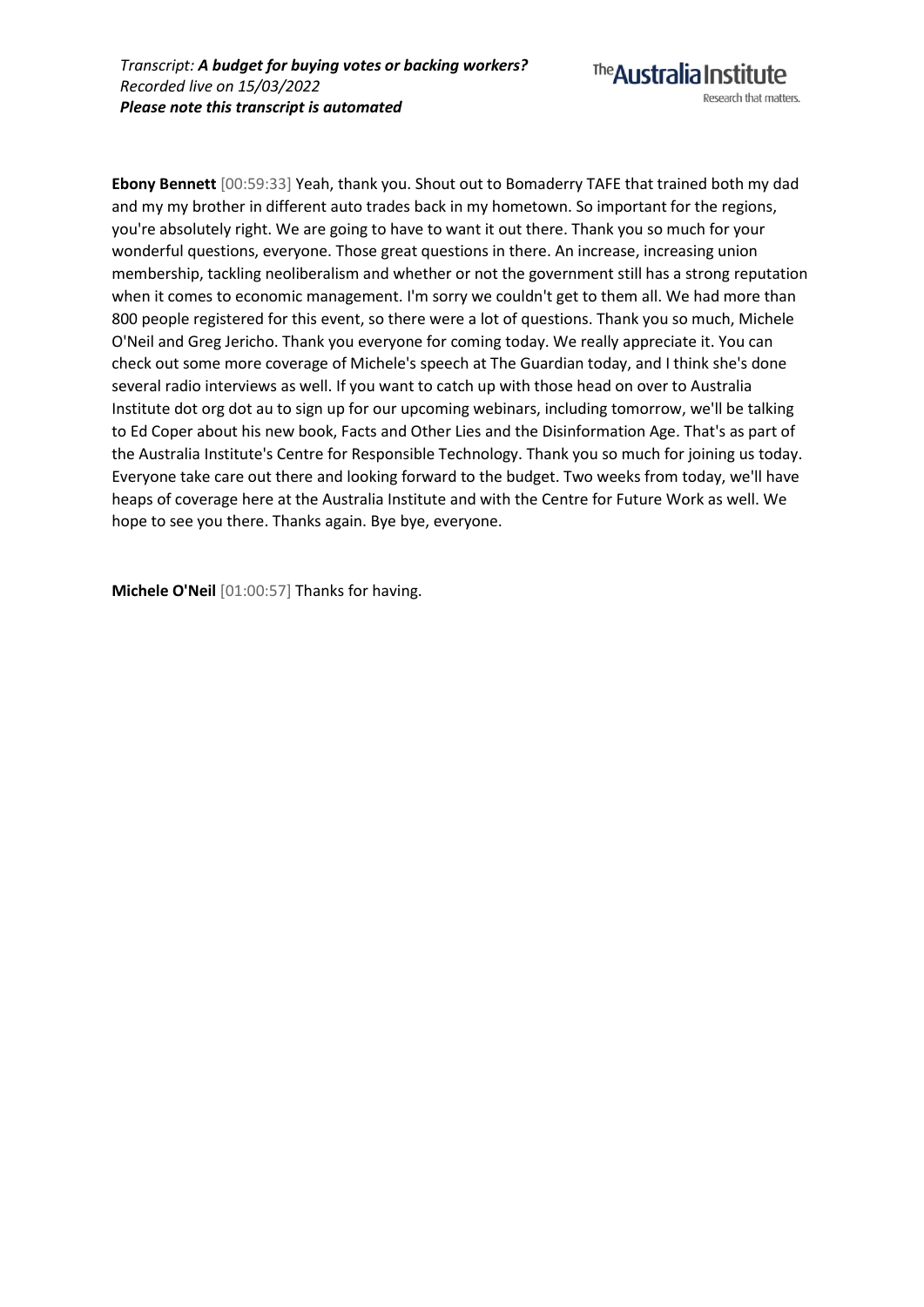**Ebony Bennett** [00:59:33] Yeah, thank you. Shout out to Bomaderry TAFE that trained both my dad and my my brother in different auto trades back in my hometown. So important for the regions, you're absolutely right. We are going to have to want it out there. Thank you so much for your wonderful questions, everyone. Those great questions in there. An increase, increasing union membership, tackling neoliberalism and whether or not the government still has a strong reputation when it comes to economic management. I'm sorry we couldn't get to them all. We had more than 800 people registered for this event, so there were a lot of questions. Thank you so much, Michele O'Neil and Greg Jericho. Thank you everyone for coming today. We really appreciate it. You can check out some more coverage of Michele's speech at The Guardian today, and I think she's done several radio interviews as well. If you want to catch up with those head on over to Australia Institute dot org dot au to sign up for our upcoming webinars, including tomorrow, we'll be talking to Ed Coper about his new book, Facts and Other Lies and the Disinformation Age. That's as part of the Australia Institute's Centre for Responsible Technology. Thank you so much for joining us today. Everyone take care out there and looking forward to the budget. Two weeks from today, we'll have heaps of coverage here at the Australia Institute and with the Centre for Future Work as well. We hope to see you there. Thanks again. Bye bye, everyone.

**Michele O'Neil** [01:00:57] Thanks for having.